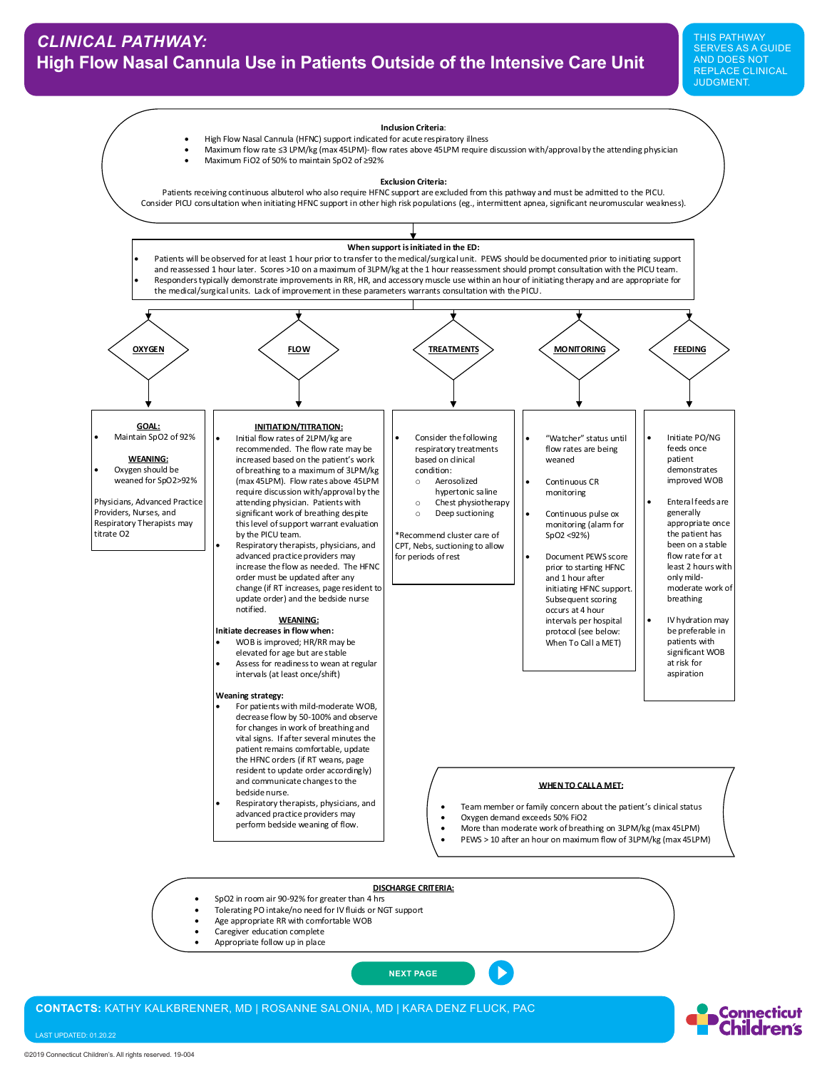# CLINICAL PATHWAY:
## High Flow Nasal Cannula Use in Patients Outside of the Intensive Care Unit

THIS PATHWAY SERVES AS A GUIDE AND DOES NOT REPLACE CLINICAL JUDGMENT.

**Inclusion Criteria**:

- High Flow Nasal Cannula (HFNC) support indicated for acute respiratory illness
- Maximum flow rate ≤3 LPM/kg (max 45LPM)- flow rates above 45LPM require discussion with/approval by the attending physician
- Maximum FiO2 of 50% to maintain SpO2 of ≥92%

**Exclusion Criteria:**

Patients receiving continuous albuterol who also require HFNC support are excluded from this pathway and must be admitted to the PICU. Consider PICU consultation when initiating HFNC support in other high risk populations (eg., intermittent apnea, significant neuromuscular weakness).

**When support is initiated in the ED:**

- Patients will be observed for at least 1 hour prior to transfer to the medical/surgical unit. PEWS should be documented prior to initiating support and reassessed 1 hour later. Scores >10 on a maximum of 3LPM/kg at the 1 hour reassessment should prompt consultation with the PICU team.
- Responders typically demonstrate improvements in RR, HR, and accessory muscle use within an hour of initiating therapy and are appropriate for the medical/surgical units. Lack of improvement in these parameters warrants consultation with the PICU.

### OXYGEN

**GOAL:**

- Maintain SpO2 of 92%

**WEANING:**

- Oxygen should be weaned for SpO2>92%

Physicians, Advanced Practice Providers, Nurses, and Respiratory Therapists may titrate O2

### FLOW

**INITIATION/TITRATION:**

- Initial flow rates of 2LPM/kg are recommended. The flow rate may be increased based on the patient's work of breathing to a maximum of 3LPM/kg (max 45LPM). Flow rates above 45LPM require discussion with/approval by the attending physician. Patients with significant work of breathing despite this level of support warrant evaluation by the PICU team.
- Respiratory therapists, physicians, and advanced practice providers may increase the flow as needed. The HFNC order must be updated after any change (if RT increases, page resident to update order) and the bedside nurse notified.

**WEANING:**

**Initiate decreases in flow when:**

- WOB is improved; HR/RR may be elevated for age but are stable
- Assess for readiness to wean at regular intervals (at least once/shift)

**Weaning strategy:**

- For patients with mild-moderate WOB, decrease flow by 50-100% and observe for changes in work of breathing and vital signs. If after several minutes the patient remains comfortable, update the HFNC orders (if RT weans, page resident to update order accordingly) and communicate changes to the bedside nurse.
- Respiratory therapists, physicians, and advanced practice providers may perform bedside weaning of flow.

### TREATMENTS

- Consider the following respiratory treatments based on clinical condition:
  - Aerosolized hypertonic saline
  - Chest physiotherapy
  - Deep suctioning

*Recommend cluster care of CPT, Nebs, suctioning to allow for periods of rest

### MONITORING

- "Watcher" status until flow rates are being weaned
- Continuous CR monitoring
- Continuous pulse ox monitoring (alarm for SpO2 <92%)
- Document PEWS score prior to starting HFNC and 1 hour after initiating HFNC support. Subsequent scoring occurs at 4 hour intervals per hospital protocol (see below: When To Call a MET)

### FEEDING

- Initiate PO/NG feeds once patient demonstrates improved WOB
- Enteral feeds are generally appropriate once the patient has been on a stable flow rate for at least 2 hours with only mild-moderate work of breathing
- IV hydration may be preferable in patients with significant WOB at risk for aspiration

**WHEN TO CALL A MET:**

- Team member or family concern about the patient's clinical status
- Oxygen demand exceeds 50% FiO2
- More than moderate work of breathing on 3LPM/kg (max 45LPM)
- PEWS > 10 after an hour on maximum flow of 3LPM/kg (max 45LPM)

**DISCHARGE CRITERIA:**

- SpO2 in room air 90-92% for greater than 4 hrs
- Tolerating PO intake/no need for IV fluids or NGT support
- Age appropriate RR with comfortable WOB
- Caregiver education complete
- Appropriate follow up in place

NEXT PAGE

**CONTACTS:** KATHY KALKBRENNER, MD | ROSANNE SALONIA, MD | KARA DENZ FLUCK, PAC

LAST UPDATED: 01.20.22

©2019 Connecticut Children's. All rights reserved. 19-004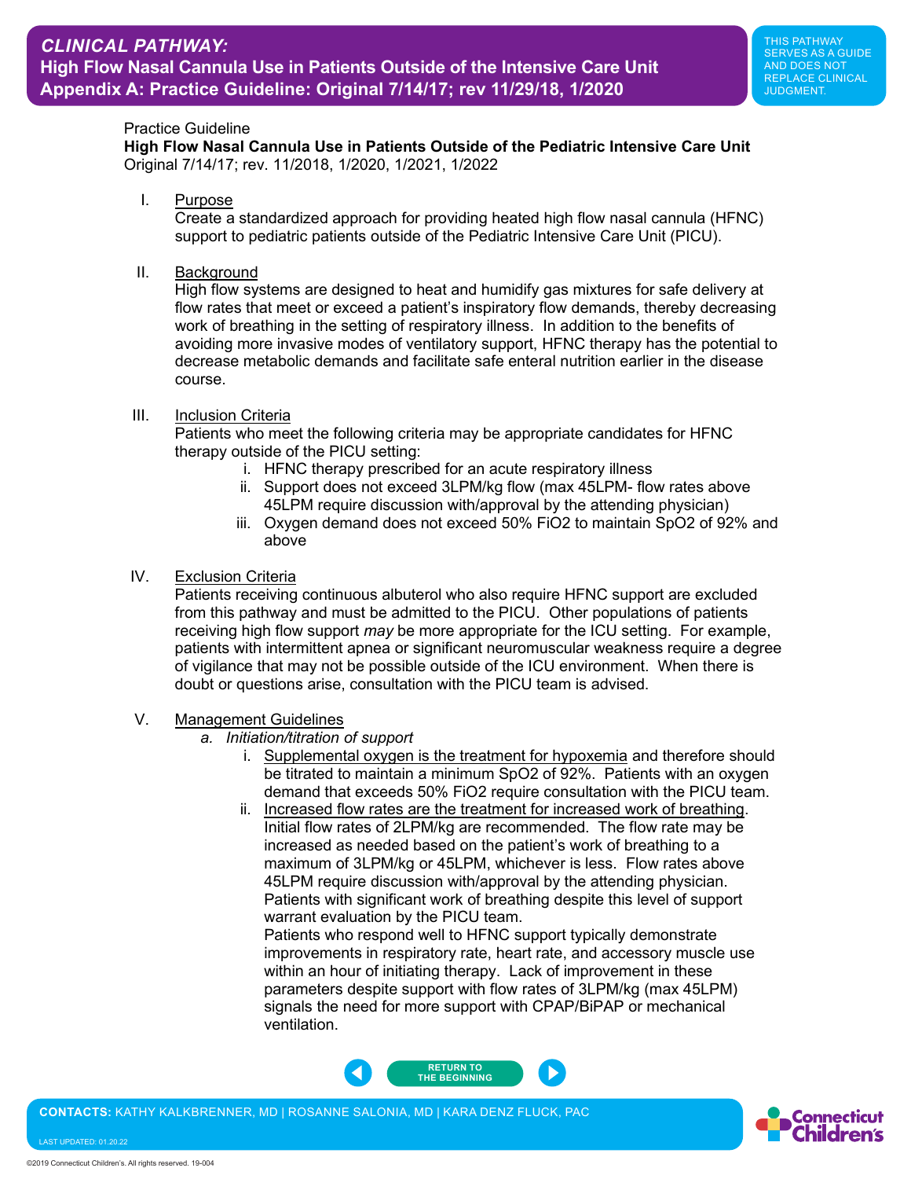## CLINICAL PATHWAY:
## High Flow Nasal Cannula Use in Patients Outside of the Intensive Care Unit
## Appendix A: Practice Guideline: Original 7/14/17; rev 11/29/18, 1/2020

THIS PATHWAY SERVES AS A GUIDE AND DOES NOT REPLACE CLINICAL JUDGMENT.

Practice Guideline

**High Flow Nasal Cannula Use in Patients Outside of the Pediatric Intensive Care Unit**

Original 7/14/17; rev. 11/2018, 1/2020, 1/2021, 1/2022

I. Purpose

Create a standardized approach for providing heated high flow nasal cannula (HFNC) support to pediatric patients outside of the Pediatric Intensive Care Unit (PICU).

II. Background

High flow systems are designed to heat and humidify gas mixtures for safe delivery at flow rates that meet or exceed a patient's inspiratory flow demands, thereby decreasing work of breathing in the setting of respiratory illness. In addition to the benefits of avoiding more invasive modes of ventilatory support, HFNC therapy has the potential to decrease metabolic demands and facilitate safe enteral nutrition earlier in the disease course.

III. Inclusion Criteria

Patients who meet the following criteria may be appropriate candidates for HFNC therapy outside of the PICU setting:

i. HFNC therapy prescribed for an acute respiratory illness
ii. Support does not exceed 3LPM/kg flow (max 45LPM- flow rates above 45LPM require discussion with/approval by the attending physician)
iii. Oxygen demand does not exceed 50% FiO2 to maintain SpO2 of 92% and above

IV. Exclusion Criteria

Patients receiving continuous albuterol who also require HFNC support are excluded from this pathway and must be admitted to the PICU. Other populations of patients receiving high flow support *may* be more appropriate for the ICU setting. For example, patients with intermittent apnea or significant neuromuscular weakness require a degree of vigilance that may not be possible outside of the ICU environment. When there is doubt or questions arise, consultation with the PICU team is advised.

V. Management Guidelines

*a. Initiation/titration of support*

i. Supplemental oxygen is the treatment for hypoxemia and therefore should be titrated to maintain a minimum SpO2 of 92%. Patients with an oxygen demand that exceeds 50% FiO2 require consultation with the PICU team.

ii. Increased flow rates are the treatment for increased work of breathing. Initial flow rates of 2LPM/kg are recommended. The flow rate may be increased as needed based on the patient's work of breathing to a maximum of 3LPM/kg or 45LPM, whichever is less. Flow rates above 45LPM require discussion with/approval by the attending physician. Patients with significant work of breathing despite this level of support warrant evaluation by the PICU team.

Patients who respond well to HFNC support typically demonstrate improvements in respiratory rate, heart rate, and accessory muscle use within an hour of initiating therapy. Lack of improvement in these parameters despite support with flow rates of 3LPM/kg (max 45LPM) signals the need for more support with CPAP/BiPAP or mechanical ventilation.

**CONTACTS:** KATHY KALKBRENNER, MD | ROSANNE SALONIA, MD | KARA DENZ FLUCK, PAC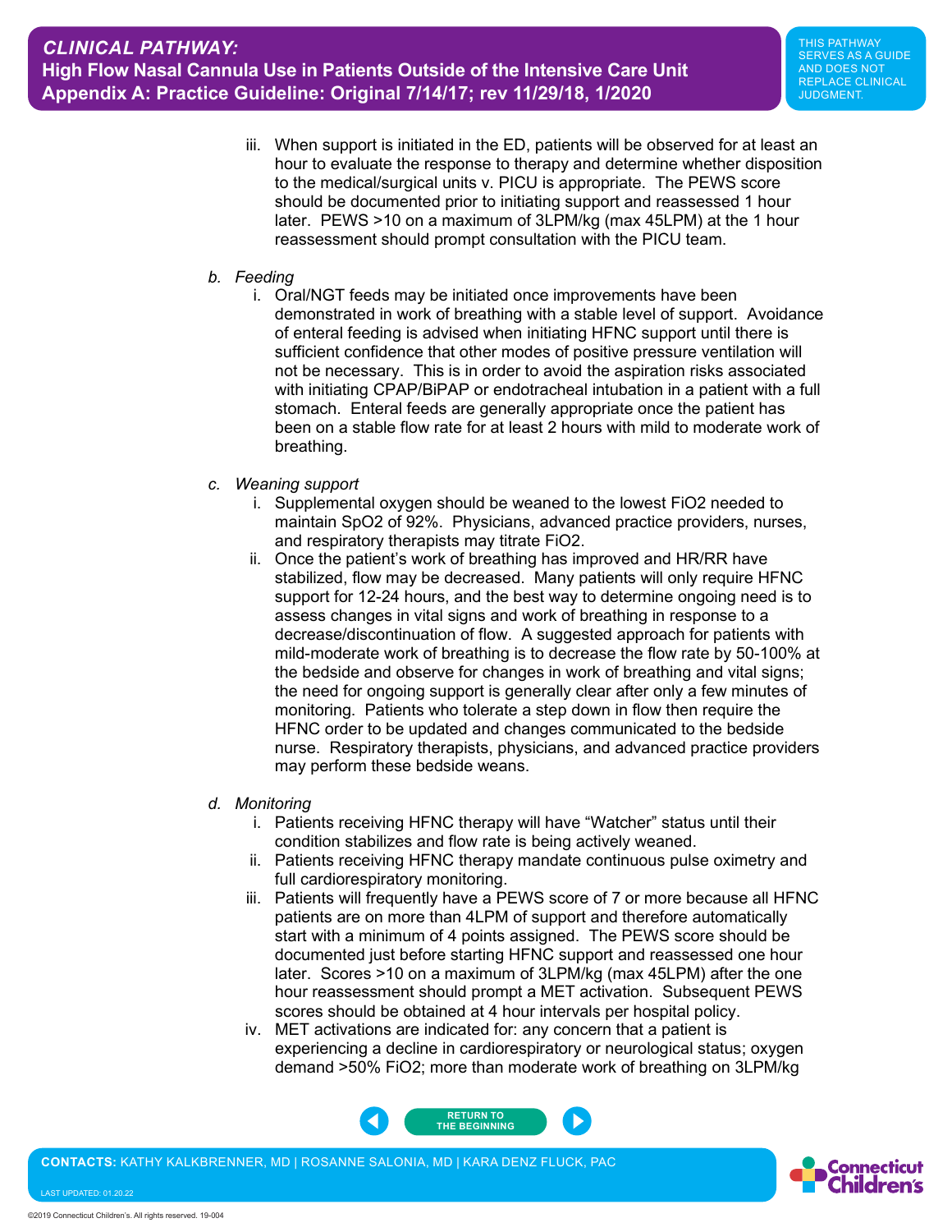iii. When support is initiated in the ED, patients will be observed for at least an hour to evaluate the response to therapy and determine whether disposition to the medical/surgical units v. PICU is appropriate. The PEWS score should be documented prior to initiating support and reassessed 1 hour later. PEWS >10 on a maximum of 3LPM/kg (max 45LPM) at the 1 hour reassessment should prompt consultation with the PICU team.

b. *Feeding*

   i. Oral/NGT feeds may be initiated once improvements have been demonstrated in work of breathing with a stable level of support. Avoidance of enteral feeding is advised when initiating HFNC support until there is sufficient confidence that other modes of positive pressure ventilation will not be necessary. This is in order to avoid the aspiration risks associated with initiating CPAP/BiPAP or endotracheal intubation in a patient with a full stomach. Enteral feeds are generally appropriate once the patient has been on a stable flow rate for at least 2 hours with mild to moderate work of breathing.

c. *Weaning support*

   i. Supplemental oxygen should be weaned to the lowest FiO2 needed to maintain SpO2 of 92%. Physicians, advanced practice providers, nurses, and respiratory therapists may titrate FiO2.

   ii. Once the patient's work of breathing has improved and HR/RR have stabilized, flow may be decreased. Many patients will only require HFNC support for 12-24 hours, and the best way to determine ongoing need is to assess changes in vital signs and work of breathing in response to a decrease/discontinuation of flow. A suggested approach for patients with mild-moderate work of breathing is to decrease the flow rate by 50-100% at the bedside and observe for changes in work of breathing and vital signs; the need for ongoing support is generally clear after only a few minutes of monitoring. Patients who tolerate a step down in flow then require the HFNC order to be updated and changes communicated to the bedside nurse. Respiratory therapists, physicians, and advanced practice providers may perform these bedside weans.

d. *Monitoring*

   i. Patients receiving HFNC therapy will have "Watcher" status until their condition stabilizes and flow rate is being actively weaned.

   ii. Patients receiving HFNC therapy mandate continuous pulse oximetry and full cardiorespiratory monitoring.

   iii. Patients will frequently have a PEWS score of 7 or more because all HFNC patients are on more than 4LPM of support and therefore automatically start with a minimum of 4 points assigned. The PEWS score should be documented just before starting HFNC support and reassessed one hour later. Scores >10 on a maximum of 3LPM/kg (max 45LPM) after the one hour reassessment should prompt a MET activation. Subsequent PEWS scores should be obtained at 4 hour intervals per hospital policy.

   iv. MET activations are indicated for: any concern that a patient is experiencing a decline in cardiorespiratory or neurological status; oxygen demand >50% FiO2; more than moderate work of breathing on 3LPM/kg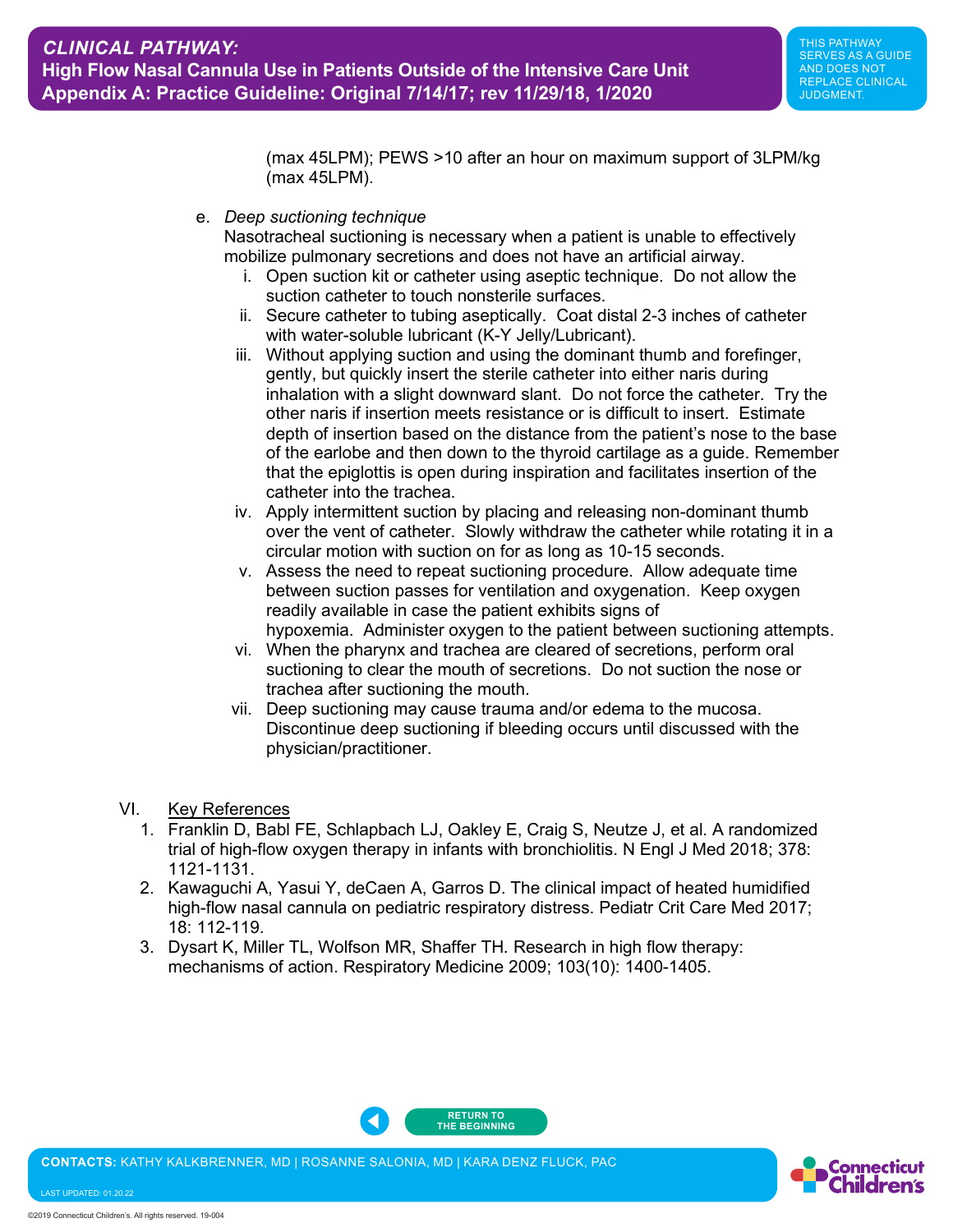(max 45LPM); PEWS >10 after an hour on maximum support of 3LPM/kg (max 45LPM).

e. *Deep suctioning technique*

Nasotracheal suctioning is necessary when a patient is unable to effectively mobilize pulmonary secretions and does not have an artificial airway.

   i. Open suction kit or catheter using aseptic technique. Do not allow the suction catheter to touch nonsterile surfaces.

   ii. Secure catheter to tubing aseptically. Coat distal 2-3 inches of catheter with water-soluble lubricant (K-Y Jelly/Lubricant).

   iii. Without applying suction and using the dominant thumb and forefinger, gently, but quickly insert the sterile catheter into either naris during inhalation with a slight downward slant. Do not force the catheter. Try the other naris if insertion meets resistance or is difficult to insert. Estimate depth of insertion based on the distance from the patient's nose to the base of the earlobe and then down to the thyroid cartilage as a guide. Remember that the epiglottis is open during inspiration and facilitates insertion of the catheter into the trachea.

   iv. Apply intermittent suction by placing and releasing non-dominant thumb over the vent of catheter. Slowly withdraw the catheter while rotating it in a circular motion with suction on for as long as 10-15 seconds.

   v. Assess the need to repeat suctioning procedure. Allow adequate time between suction passes for ventilation and oxygenation. Keep oxygen readily available in case the patient exhibits signs of hypoxemia. Administer oxygen to the patient between suctioning attempts.

   vi. When the pharynx and trachea are cleared of secretions, perform oral suctioning to clear the mouth of secretions. Do not suction the nose or trachea after suctioning the mouth.

   vii. Deep suctioning may cause trauma and/or edema to the mucosa. Discontinue deep suctioning if bleeding occurs until discussed with the physician/practitioner.

## VI. Key References

1. Franklin D, Babl FE, Schlapbach LJ, Oakley E, Craig S, Neutze J, et al. A randomized trial of high-flow oxygen therapy in infants with bronchiolitis. N Engl J Med 2018; 378: 1121-1131.
2. Kawaguchi A, Yasui Y, deCaen A, Garros D. The clinical impact of heated humidified high-flow nasal cannula on pediatric respiratory distress. Pediatr Crit Care Med 2017; 18: 112-119.
3. Dysart K, Miller TL, Wolfson MR, Shaffer TH. Research in high flow therapy: mechanisms of action. Respiratory Medicine 2009; 103(10): 1400-1405.